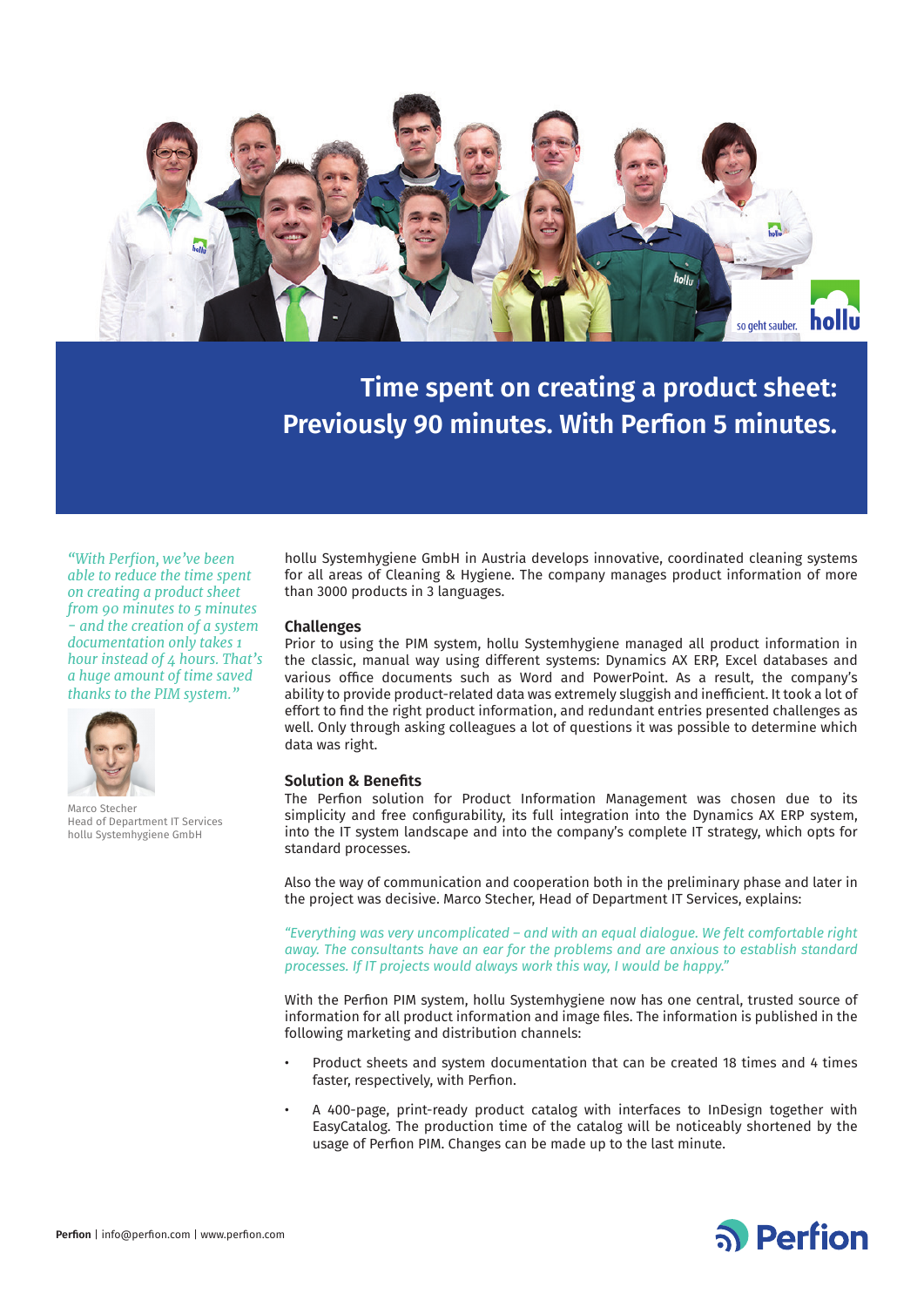# Time spent on creating a product sheet: Previously 90 minutes. With Perfion 5 minutes.

*"With Perfion, we've been able to reduce the time spent on creating a product sheet from 90 minutes to 5 minutes – and the creation of a system documentation only takes 1 hour instead of 4 hours. That's a huge amount of time saved thanks to the PIM system."*

Marco Stecher
Head of Department IT Services
hollu Systemhygiene GmbH

hollu Systemhygiene GmbH in Austria develops innovative, coordinated cleaning systems for all areas of Cleaning & Hygiene. The company manages product information of more than 3000 products in 3 languages.

## Challenges

Prior to using the PIM system, hollu Systemhygiene managed all product information in the classic, manual way using different systems: Dynamics AX ERP, Excel databases and various office documents such as Word and PowerPoint. As a result, the company's ability to provide product-related data was extremely sluggish and inefficient. It took a lot of effort to find the right product information, and redundant entries presented challenges as well. Only through asking colleagues a lot of questions it was possible to determine which data was right.

## Solution & Benefits

The Perfion solution for Product Information Management was chosen due to its simplicity and free configurability, its full integration into the Dynamics AX ERP system, into the IT system landscape and into the company's complete IT strategy, which opts for standard processes.

Also the way of communication and cooperation both in the preliminary phase and later in the project was decisive. Marco Stecher, Head of Department IT Services, explains:

*"Everything was very uncomplicated – and with an equal dialogue. We felt comfortable right away. The consultants have an ear for the problems and are anxious to establish standard processes. If IT projects would always work this way, I would be happy."*

With the Perfion PIM system, hollu Systemhygiene now has one central, trusted source of information for all product information and image files. The information is published in the following marketing and distribution channels:

- Product sheets and system documentation that can be created 18 times and 4 times faster, respectively, with Perfion.
- A 400-page, print-ready product catalog with interfaces to InDesign together with EasyCatalog. The production time of the catalog will be noticeably shortened by the usage of Perfion PIM. Changes can be made up to the last minute.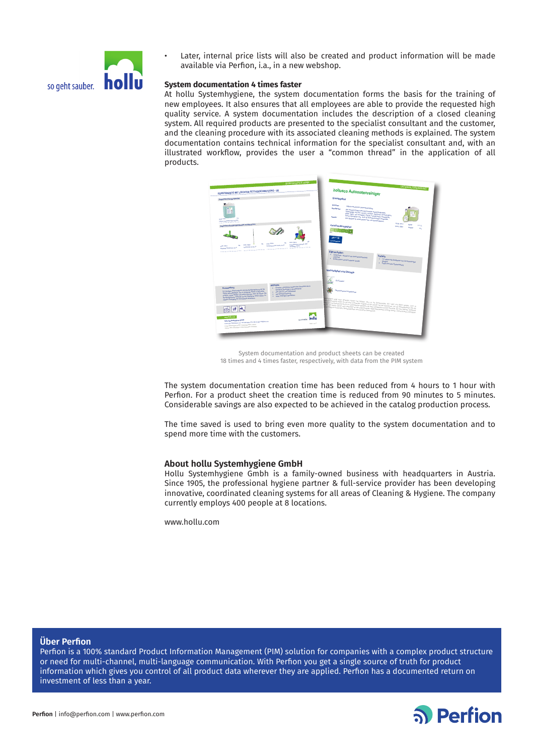- Later, internal price lists will also be created and product information will be made available via Perfion, i.a., in a new webshop.

## System documentation 4 times faster

At hollu Systemhygiene, the system documentation forms the basis for the training of new employees. It also ensures that all employees are able to provide the requested high quality service. A system documentation includes the description of a closed cleaning system. All required products are presented to the specialist consultant and the customer, and the cleaning procedure with its associated cleaning methods is explained. The system documentation contains technical information for the specialist consultant and, with an illustrated workflow, provides the user a “common thread” in the application of all products.

System documentation and product sheets can be created 18 times and 4 times faster, respectively, with data from the PIM system

The system documentation creation time has been reduced from 4 hours to 1 hour with Perfion. For a product sheet the creation time is reduced from 90 minutes to 5 minutes. Considerable savings are also expected to be achieved in the catalog production process.

The time saved is used to bring even more quality to the system documentation and to spend more time with the customers.

## About hollu Systemhygiene GmbH

Hollu Systemhygiene Gmbh is a family-owned business with headquarters in Austria. Since 1905, the professional hygiene partner & full-service provider has been developing innovative, coordinated cleaning systems for all areas of Cleaning & Hygiene. The company currently employs 400 people at 8 locations.

www.hollu.com

## Über Perfion

Perfion is a 100% standard Product Information Management (PIM) solution for companies with a complex product structure or need for multi-channel, multi-language communication. With Perfion you get a single source of truth for product information which gives you control of all product data wherever they are applied. Perfion has a documented return on investment of less than a year.

**Perfion** | info@perfion.com | www.perfion.com